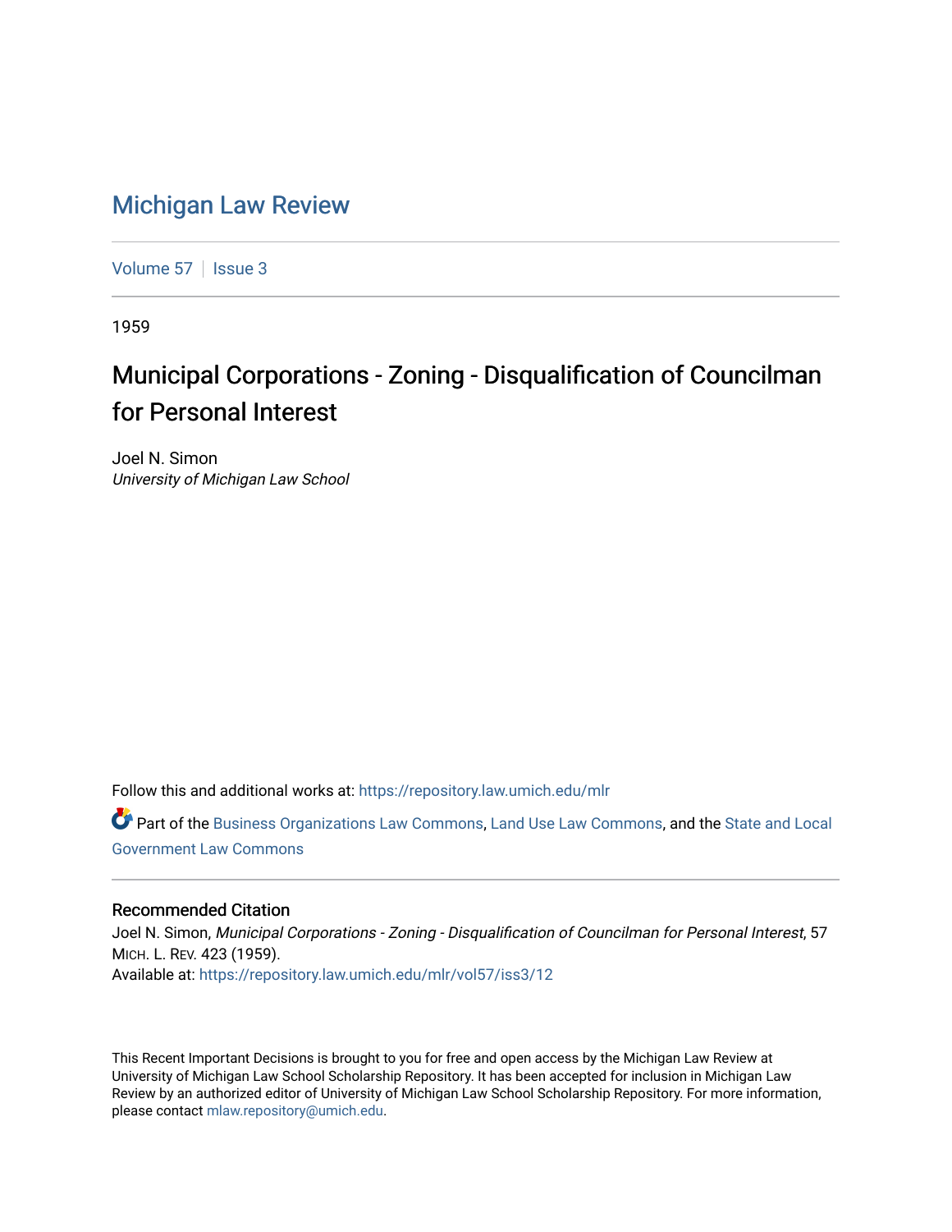# Michigan Law Review

Volume 57 | Issue 3

1959

## Municipal Corporations - Zoning - Disqualification of Councilman for Personal Interest

Joel N. Simon
*University of Michigan Law School*

Follow this and additional works at: https://repository.law.umich.edu/mlr

Part of the Business Organizations Law Commons, Land Use Law Commons, and the State and Local Government Law Commons

### Recommended Citation

Joel N. Simon, *Municipal Corporations - Zoning - Disqualification of Councilman for Personal Interest*, 57 MICH. L. REV. 423 (1959).
Available at: https://repository.law.umich.edu/mlr/vol57/iss3/12

This Recent Important Decisions is brought to you for free and open access by the Michigan Law Review at University of Michigan Law School Scholarship Repository. It has been accepted for inclusion in Michigan Law Review by an authorized editor of University of Michigan Law School Scholarship Repository. For more information, please contact mlaw.repository@umich.edu.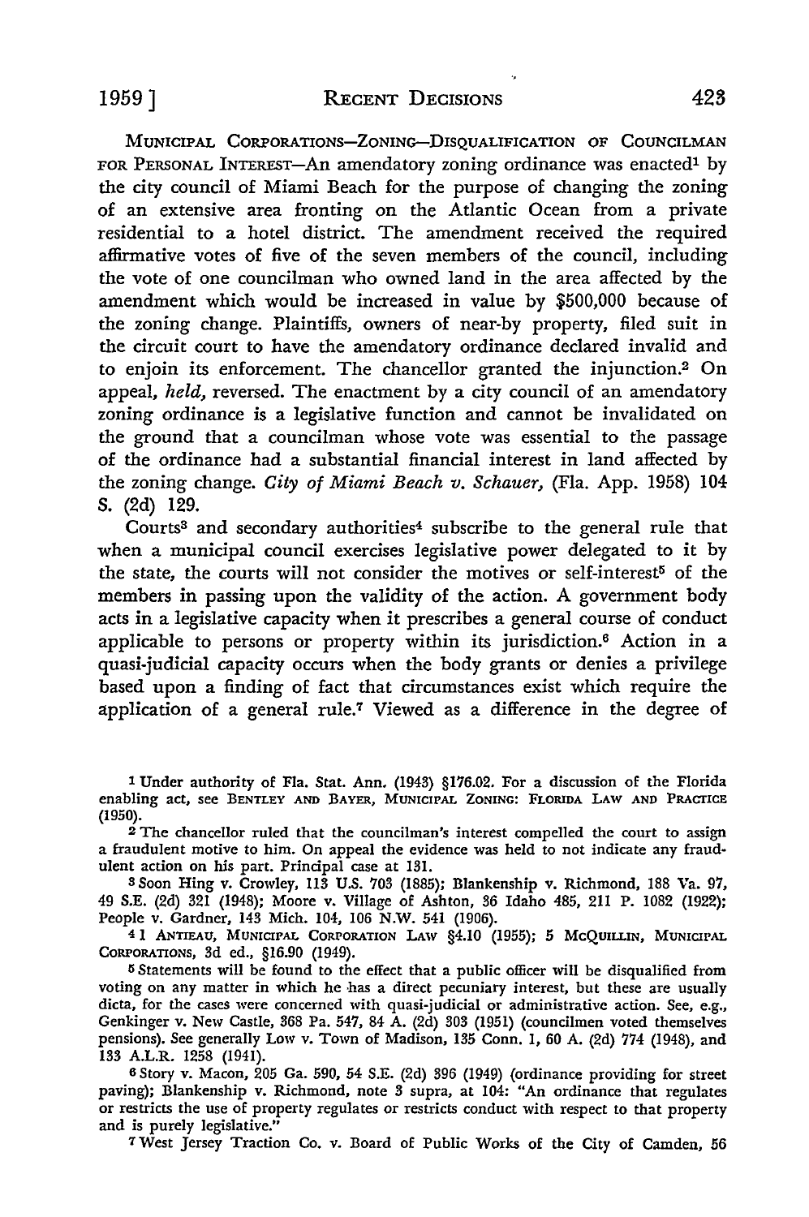MUNICIPAL CORPORATIONS—ZONING—DISQUALIFICATION OF COUNCILMAN FOR PERSONAL INTEREST—An amendatory zoning ordinance was enacted[1] by the city council of Miami Beach for the purpose of changing the zoning of an extensive area fronting on the Atlantic Ocean from a private residential to a hotel district. The amendment received the required affirmative votes of five of the seven members of the council, including the vote of one councilman who owned land in the area affected by the amendment which would be increased in value by $500,000 because of the zoning change. Plaintiffs, owners of near-by property, filed suit in the circuit court to have the amendatory ordinance declared invalid and to enjoin its enforcement. The chancellor granted the injunction.[2] On appeal, *held,* reversed. The enactment by a city council of an amendatory zoning ordinance is a legislative function and cannot be invalidated on the ground that a councilman whose vote was essential to the passage of the ordinance had a substantial financial interest in land affected by the zoning change. *City of Miami Beach v. Schauer,* (Fla. App. 1958) 104 S. (2d) 129.

Courts[3] and secondary authorities[4] subscribe to the general rule that when a municipal council exercises legislative power delegated to it by the state, the courts will not consider the motives or self-interest[5] of the members in passing upon the validity of the action. A government body acts in a legislative capacity when it prescribes a general course of conduct applicable to persons or property within its jurisdiction.[6] Action in a quasi-judicial capacity occurs when the body grants or denies a privilege based upon a finding of fact that circumstances exist which require the application of a general rule.[7] Viewed as a difference in the degree of

---

[1] Under authority of Fla. Stat. Ann. (1943) §176.02. For a discussion of the Florida enabling act, see BENTLEY AND BAYER, MUNICIPAL ZONING: FLORIDA LAW AND PRACTICE (1950).

[2] The chancellor ruled that the councilman's interest compelled the court to assign a fraudulent motive to him. On appeal the evidence was held to not indicate any fraudulent action on his part. Principal case at 131.

[3] Soon Hing v. Crowley, 113 U.S. 703 (1885); Blankenship v. Richmond, 188 Va. 97, 49 S.E. (2d) 321 (1948); Moore v. Village of Ashton, 36 Idaho 485, 211 P. 1082 (1922); People v. Gardner, 143 Mich. 104, 106 N.W. 541 (1906).

[4] 1 ANTIEAU, MUNICIPAL CORPORATION LAW §4.10 (1955); 5 MCQUILLIN, MUNICIPAL CORPORATIONS, 3d ed., §16.90 (1949).

[5] Statements will be found to the effect that a public officer will be disqualified from voting on any matter in which he has a direct pecuniary interest, but these are usually dicta, for the cases were concerned with quasi-judicial or administrative action. See, e.g., Genkinger v. New Castle, 368 Pa. 547, 84 A. (2d) 303 (1951) (councilmen voted themselves pensions). See generally Low v. Town of Madison, 135 Conn. 1, 60 A. (2d) 774 (1948), and 133 A.L.R. 1258 (1941).

[6] Story v. Macon, 205 Ga. 590, 54 S.E. (2d) 396 (1949) (ordinance providing for street paving); Blankenship v. Richmond, note 3 supra, at 104: "An ordinance that regulates or restricts the use of property regulates or restricts conduct with respect to that property and is purely legislative."

[7] West Jersey Traction Co. v. Board of Public Works of the City of Camden, 56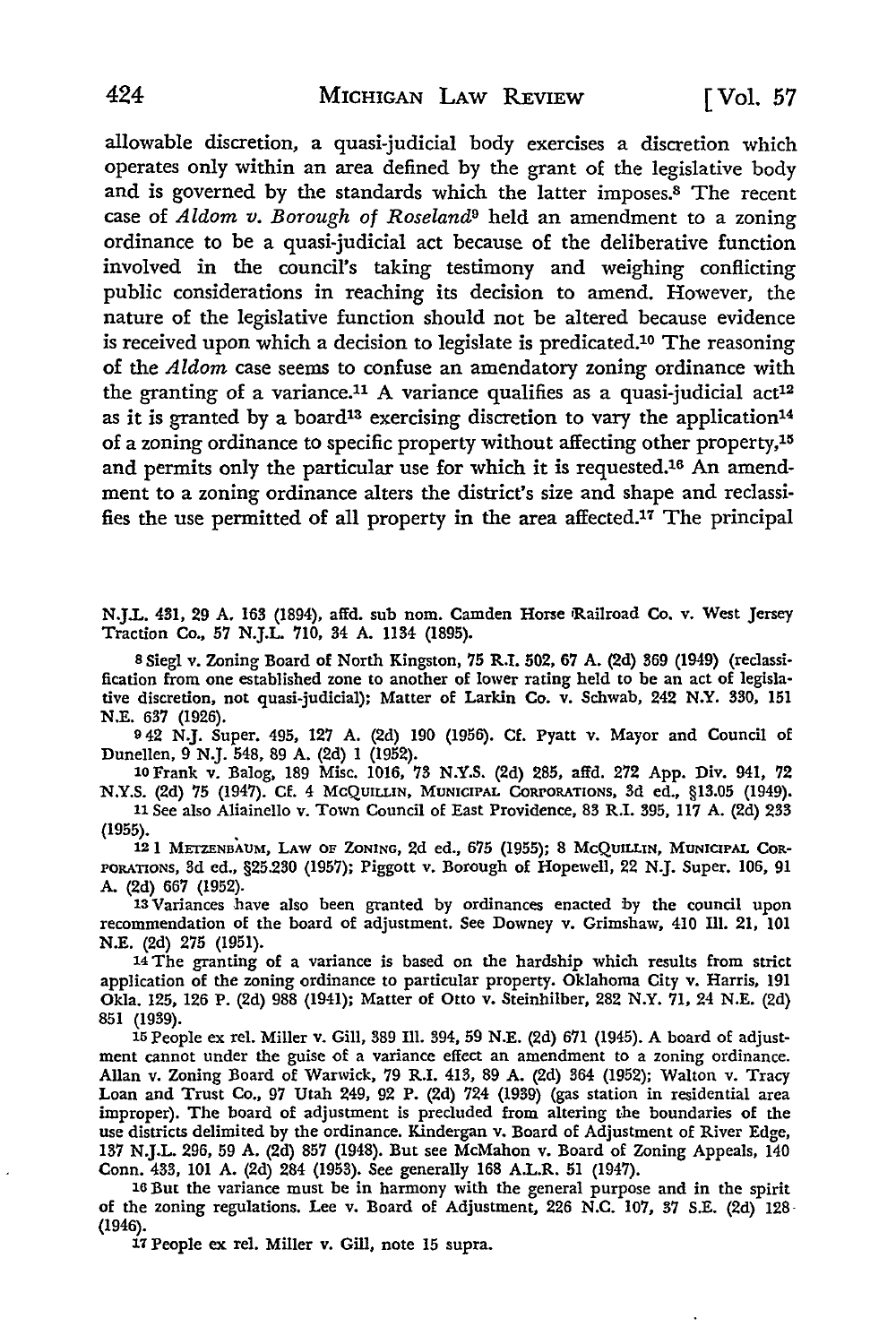allowable discretion, a quasi-judicial body exercises a discretion which operates only within an area defined by the grant of the legislative body and is governed by the standards which the latter imposes.[8] The recent case of *Aldom v. Borough of Roseland*[9] held an amendment to a zoning ordinance to be a quasi-judicial act because of the deliberative function involved in the council's taking testimony and weighing conflicting public considerations in reaching its decision to amend. However, the nature of the legislative function should not be altered because evidence is received upon which a decision to legislate is predicated.[10] The reasoning of the *Aldom* case seems to confuse an amendatory zoning ordinance with the granting of a variance.[11] A variance qualifies as a quasi-judicial act[12] as it is granted by a board[13] exercising discretion to vary the application[14] of a zoning ordinance to specific property without affecting other property,[15] and permits only the particular use for which it is requested.[16] An amendment to a zoning ordinance alters the district's size and shape and reclassifies the use permitted of all property in the area affected.[17] The principal

---

N.J.L. 431, 29 A. 163 (1894), affd. sub nom. Camden Horse Railroad Co. v. West Jersey Traction Co., 57 N.J.L. 710, 34 A. 1134 (1895).

8 Siegl v. Zoning Board of North Kingston, 75 R.I. 502, 67 A. (2d) 369 (1949) (reclassification from one established zone to another of lower rating held to be an act of legislative discretion, not quasi-judicial); Matter of Larkin Co. v. Schwab, 242 N.Y. 330, 151 N.E. 637 (1926).

9 42 N.J. Super. 495, 127 A. (2d) 190 (1956). Cf. Pyatt v. Mayor and Council of Dunellen, 9 N.J. 548, 89 A. (2d) 1 (1952).

10 Frank v. Balog, 189 Misc. 1016, 73 N.Y.S. (2d) 285, affd. 272 App. Div. 941, 72 N.Y.S. (2d) 75 (1947). Cf. 4 McQuillin, Municipal Corporations, 3d ed., §13.05 (1949).

11 See also Aliainello v. Town Council of East Providence, 83 R.I. 395, 117 A. (2d) 233 (1955).

12 1 Metzenbaum, Law of Zoning, 2d ed., 675 (1955); 8 McQuillin, Municipal Corporations, 3d ed., §25.230 (1957); Piggott v. Borough of Hopewell, 22 N.J. Super. 106, 91 A. (2d) 667 (1952).

13 Variances have also been granted by ordinances enacted by the council upon recommendation of the board of adjustment. See Downey v. Grimshaw, 410 Ill. 21, 101 N.E. (2d) 275 (1951).

14 The granting of a variance is based on the hardship which results from strict application of the zoning ordinance to particular property. Oklahoma City v. Harris, 191 Okla. 125, 126 P. (2d) 988 (1941); Matter of Otto v. Steinhilber, 282 N.Y. 71, 24 N.E. (2d) 851 (1939).

15 People ex rel. Miller v. Gill, 389 Ill. 394, 59 N.E. (2d) 671 (1945). A board of adjustment cannot under the guise of a variance effect an amendment to a zoning ordinance. Allan v. Zoning Board of Warwick, 79 R.I. 413, 89 A. (2d) 364 (1952); Walton v. Tracy Loan and Trust Co., 97 Utah 249, 92 P. (2d) 724 (1939) (gas station in residential area improper). The board of adjustment is precluded from altering the boundaries of the use districts delimited by the ordinance. Kindergan v. Board of Adjustment of River Edge, 137 N.J.L. 296, 59 A. (2d) 857 (1948). But see McMahon v. Board of Zoning Appeals, 140 Conn. 433, 101 A. (2d) 284 (1953). See generally 168 A.L.R. 51 (1947).

16 But the variance must be in harmony with the general purpose and in the spirit of the zoning regulations. Lee v. Board of Adjustment, 226 N.C. 107, 37 S.E. (2d) 128 (1946).

17 People ex rel. Miller v. Gill, note 15 supra.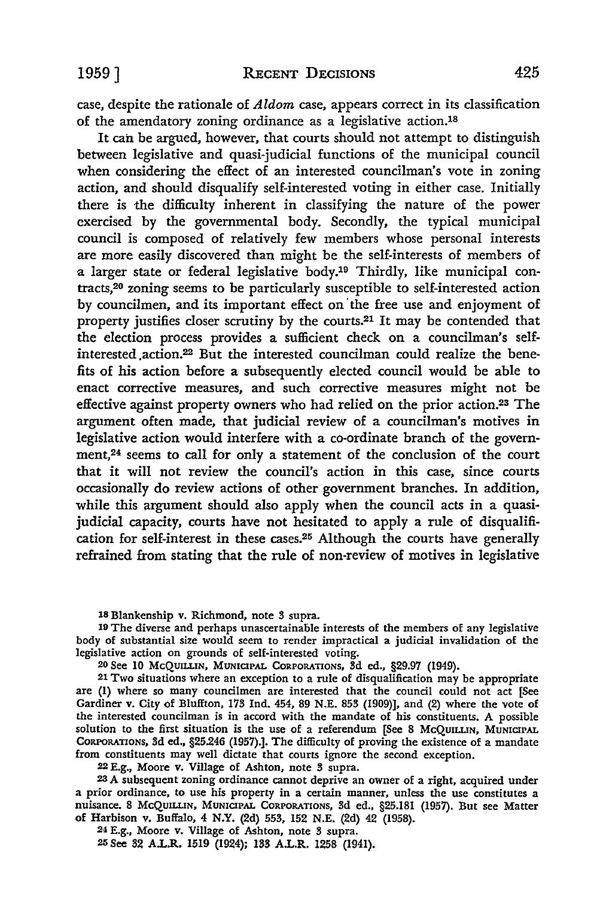case, despite the rationale of *Aldom* case, appears correct in its classification of the amendatory zoning ordinance as a legislative action.[18]

It can be argued, however, that courts should not attempt to distinguish between legislative and quasi-judicial functions of the municipal council when considering the effect of an interested councilman's vote in zoning action, and should disqualify self-interested voting in either case. Initially there is the difficulty inherent in classifying the nature of the power exercised by the governmental body. Secondly, the typical municipal council is composed of relatively few members whose personal interests are more easily discovered than might be the self-interests of members of a larger state or federal legislative body.[19] Thirdly, like municipal contracts,[20] zoning seems to be particularly susceptible to self-interested action by councilmen, and its important effect on the free use and enjoyment of property justifies closer scrutiny by the courts.[21] It may be contended that the election process provides a sufficient check on a councilman's self-interested action.[22] But the interested councilman could realize the benefits of his action before a subsequently elected council would be able to enact corrective measures, and such corrective measures might not be effective against property owners who had relied on the prior action.[23] The argument often made, that judicial review of a councilman's motives in legislative action would interfere with a co-ordinate branch of the government,[24] seems to call for only a statement of the conclusion of the court that it will not review the council's action in this case, since courts occasionally do review actions of other government branches. In addition, while this argument should also apply when the council acts in a quasi-judicial capacity, courts have not hesitated to apply a rule of disqualification for self-interest in these cases.[25] Although the courts have generally refrained from stating that the rule of non-review of motives in legislative

---

[18] Blankenship v. Richmond, note 3 supra.

[19] The diverse and perhaps unascertainable interests of the members of any legislative body of substantial size would seem to render impractical a judicial invalidation of the legislative action on grounds of self-interested voting.

[20] See 10 McQuillin, Municipal Corporations, 3d ed., §29.97 (1949).

[21] Two situations where an exception to a rule of disqualification may be appropriate are (1) where so many councilmen are interested that the council could not act [See Gardiner v. City of Bluffton, 173 Ind. 454, 89 N.E. 853 (1909)], and (2) where the vote of the interested councilman is in accord with the mandate of his constituents. A possible solution to the first situation is the use of a referendum [See 8 McQuillin, Municipal Corporations, 3d ed., §25.246 (1957).]. The difficulty of proving the existence of a mandate from constituents may well dictate that courts ignore the second exception.

[22] E.g., Moore v. Village of Ashton, note 3 supra.

[23] A subsequent zoning ordinance cannot deprive an owner of a right, acquired under a prior ordinance, to use his property in a certain manner, unless the use constitutes a nuisance. 8 McQuillin, Municipal Corporations, 3d ed., §25.181 (1957). But see Matter of Harbison v. Buffalo, 4 N.Y. (2d) 553, 152 N.E. (2d) 42 (1958).

[24] E.g., Moore v. Village of Ashton, note 3 supra.

[25] See 32 A.L.R. 1519 (1924); 133 A.L.R. 1258 (1941).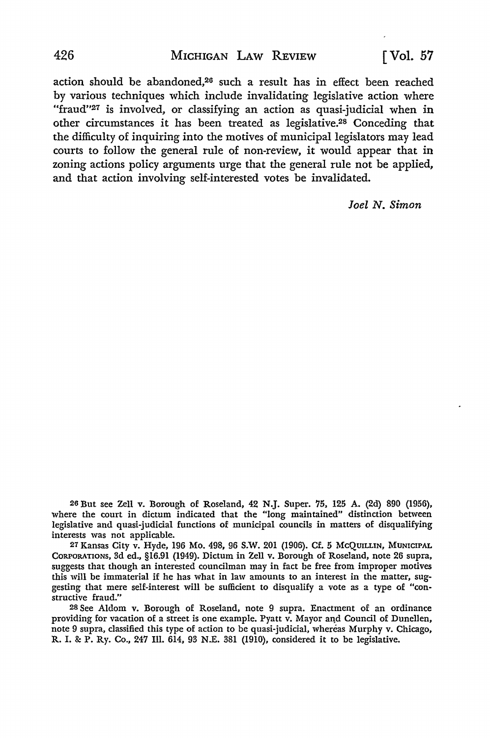action should be abandoned,[26] such a result has in effect been reached by various techniques which include invalidating legislative action where "fraud"[27] is involved, or classifying an action as quasi-judicial when in other circumstances it has been treated as legislative.[28] Conceding that the difficulty of inquiring into the motives of municipal legislators may lead courts to follow the general rule of non-review, it would appear that in zoning actions policy arguments urge that the general rule not be applied, and that action involving self-interested votes be invalidated.

*Joel N. Simon*

---

[26] But see Zell v. Borough of Roseland, 42 N.J. Super. 75, 125 A. (2d) 890 (1956), where the court in dictum indicated that the "long maintained" distinction between legislative and quasi-judicial functions of municipal councils in matters of disqualifying interests was not applicable.

[27] Kansas City v. Hyde, 196 Mo. 498, 96 S.W. 201 (1906). Cf. 5 McQuillin, Municipal Corporations, 3d ed., §16.91 (1949). Dictum in Zell v. Borough of Roseland, note 26 supra, suggests that though an interested councilman may in fact be free from improper motives this will be immaterial if he has what in law amounts to an interest in the matter, suggesting that mere self-interest will be sufficient to disqualify a vote as a type of "constructive fraud."

[28] See Aldom v. Borough of Roseland, note 9 supra. Enactment of an ordinance providing for vacation of a street is one example. Pyatt v. Mayor and Council of Dunellen, note 9 supra, classified this type of action to be quasi-judicial, whereas Murphy v. Chicago, R. I. & P. Ry. Co., 247 Ill. 614, 93 N.E. 381 (1910), considered it to be legislative.